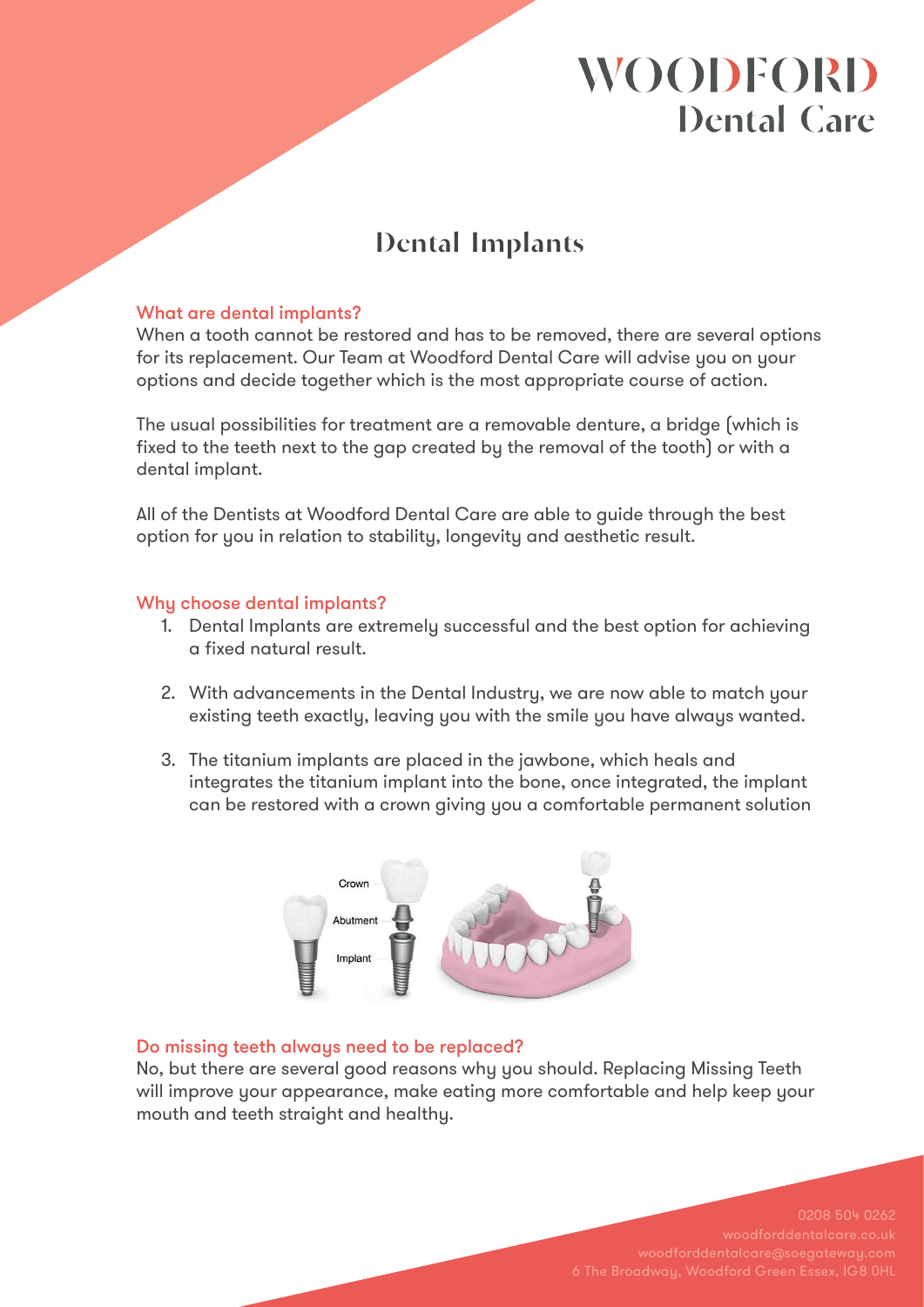# WOODFORD Dental Care

## Dental Implants

### What are dental implants?

When a tooth cannot be restored and has to be removed, there are several options for its replacement. Our Team at Woodford Dental Care will advise you on your options and decide together which is the most appropriate course of action.

The usual possibilities for treatment are a removable denture, a bridge (which is fixed to the teeth next to the gap created by the removal of the tooth) or with a dental implant.

All of the Dentists at Woodford Dental Care are able to guide through the best option for you in relation to stability, longevity and aesthetic result.

### Why choose dental implants?

1. Dental Implants are extremely successful and the best option for achieving a fixed natural result.
2. With advancements in the Dental Industry, we are now able to match your existing teeth exactly, leaving you with the smile you have always wanted.
3. The titanium implants are placed in the jawbone, which heals and integrates the titanium implant into the bone, once integrated, the implant can be restored with a crown giving you a comfortable permanent solution

Crown

Abutment

Implant

### Do missing teeth always need to be replaced?

No, but there are several good reasons why you should. Replacing Missing Teeth will improve your appearance, make eating more comfortable and help keep your mouth and teeth straight and healthy.

0208 504 0262
woodforddentalcare.co.uk
woodforddentalcare@soegateway.com
6 The Broadway, Woodford Green Essex, IG8 0HL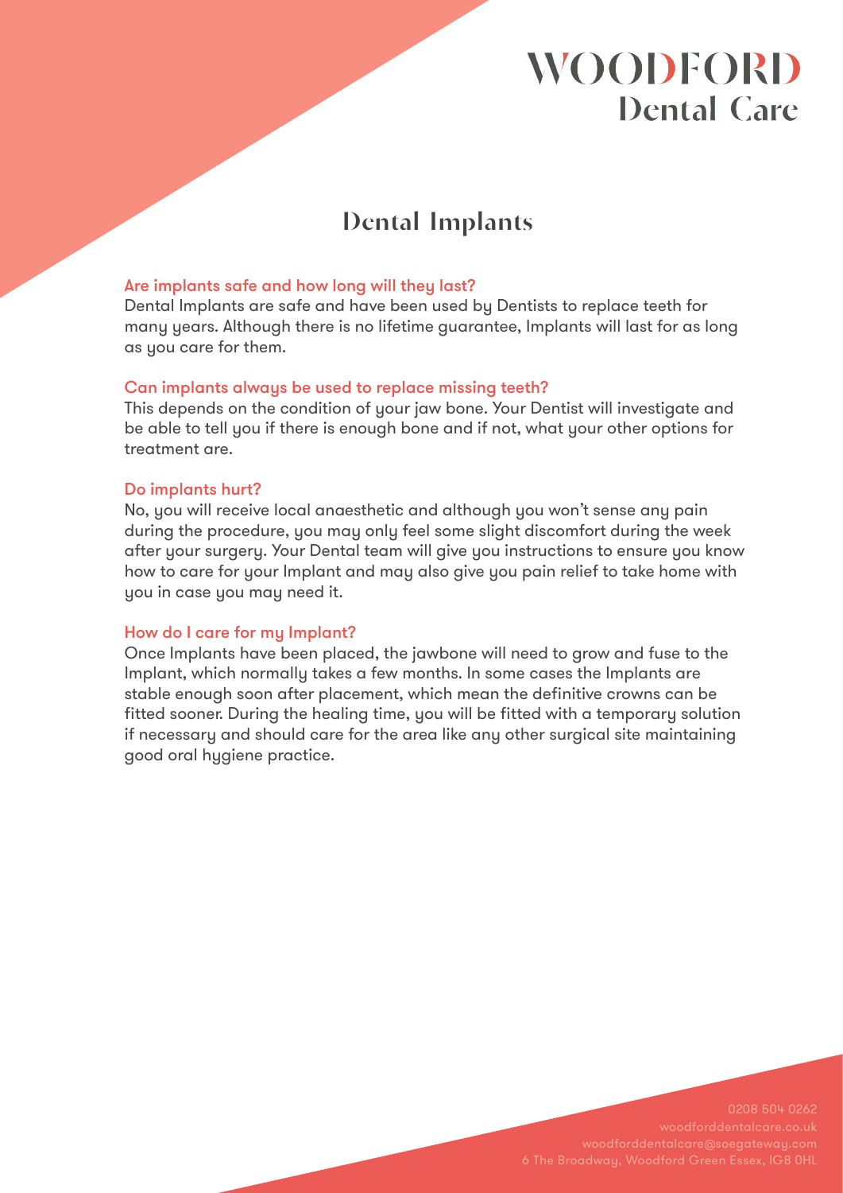# WOODFORD Dental Care

## Dental Implants

### Are implants safe and how long will they last?

Dental Implants are safe and have been used by Dentists to replace teeth for many years. Although there is no lifetime guarantee, Implants will last for as long as you care for them.

### Can implants always be used to replace missing teeth?

This depends on the condition of your jaw bone. Your Dentist will investigate and be able to tell you if there is enough bone and if not, what your other options for treatment are.

### Do implants hurt?

No, you will receive local anaesthetic and although you won't sense any pain during the procedure, you may only feel some slight discomfort during the week after your surgery. Your Dental team will give you instructions to ensure you know how to care for your Implant and may also give you pain relief to take home with you in case you may need it.

### How do I care for my Implant?

Once Implants have been placed, the jawbone will need to grow and fuse to the Implant, which normally takes a few months. In some cases the Implants are stable enough soon after placement, which mean the definitive crowns can be fitted sooner. During the healing time, you will be fitted with a temporary solution if necessary and should care for the area like any other surgical site maintaining good oral hygiene practice.

0208 504 0262
woodforddentalcare.co.uk
woodforddentalcare@soegateway.com
6 The Broadway, Woodford Green Essex, IG8 0HL